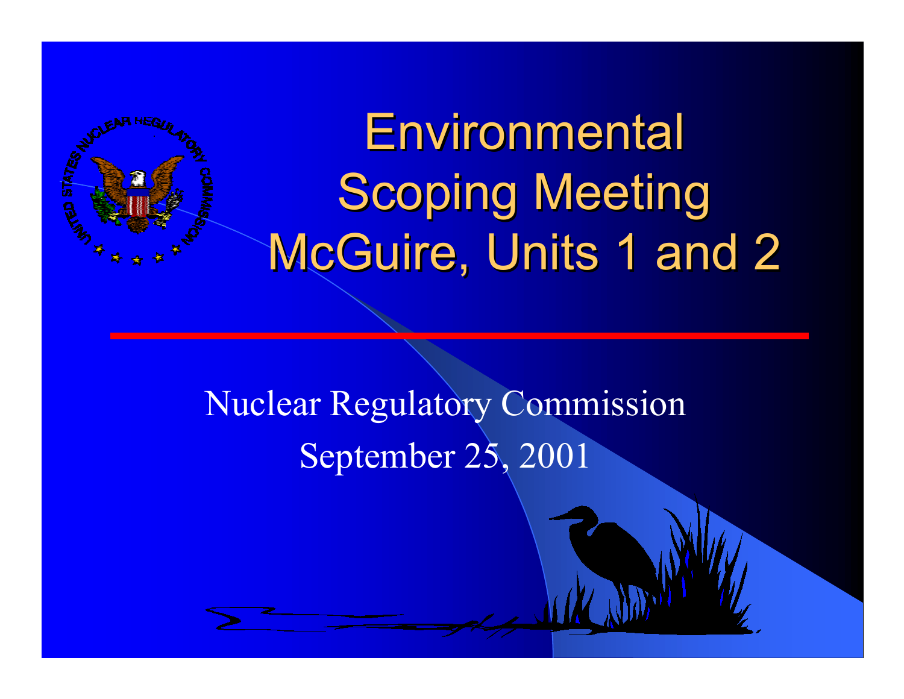# Environmental Scoping Meeting McGuire, Units 1 and 2

Nuclear Regulatory Commission

September 25, 2001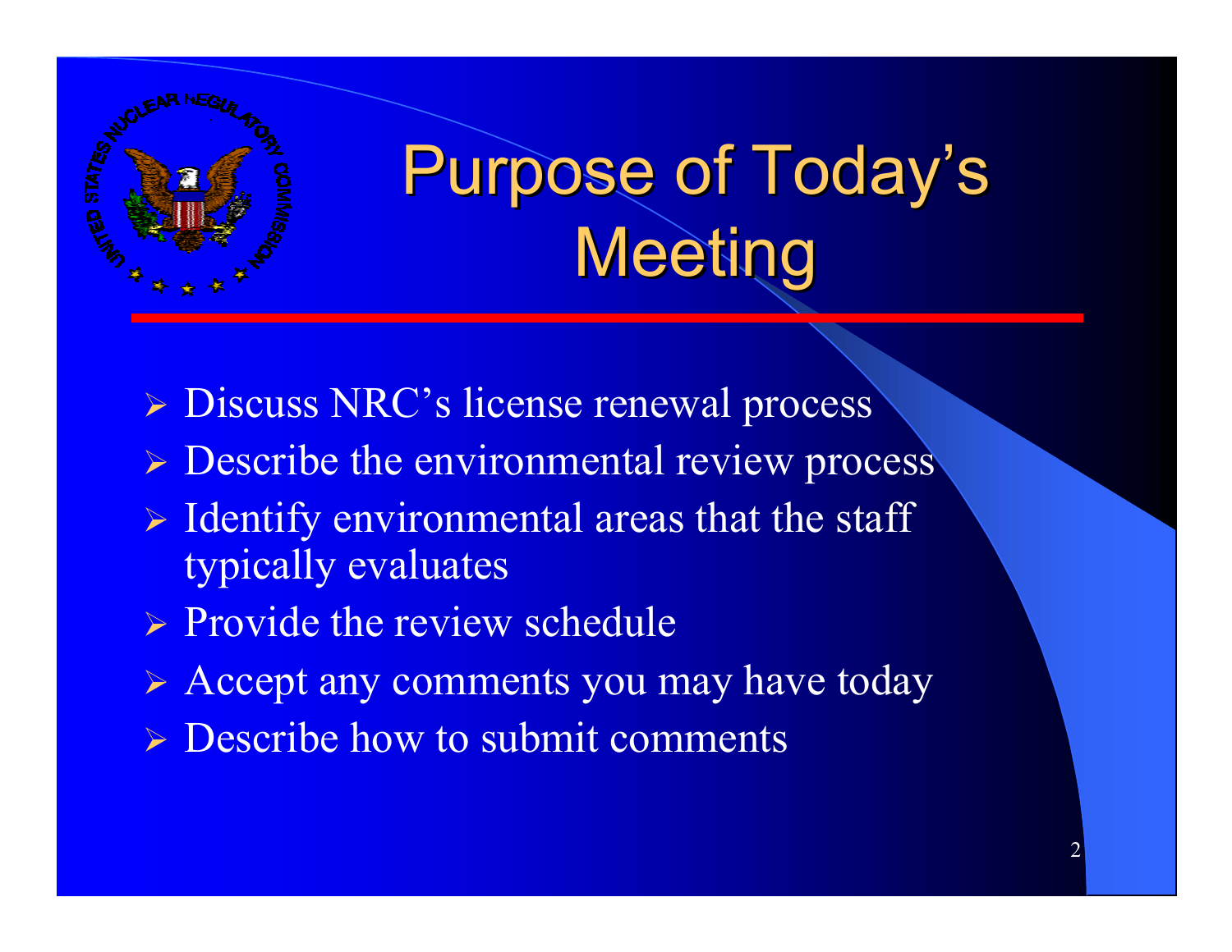# Purpose of Today's Meeting

- Discuss NRC's license renewal process
- Describe the environmental review process
- Identify environmental areas that the staff typically evaluates
- Provide the review schedule
- Accept any comments you may have today
- Describe how to submit comments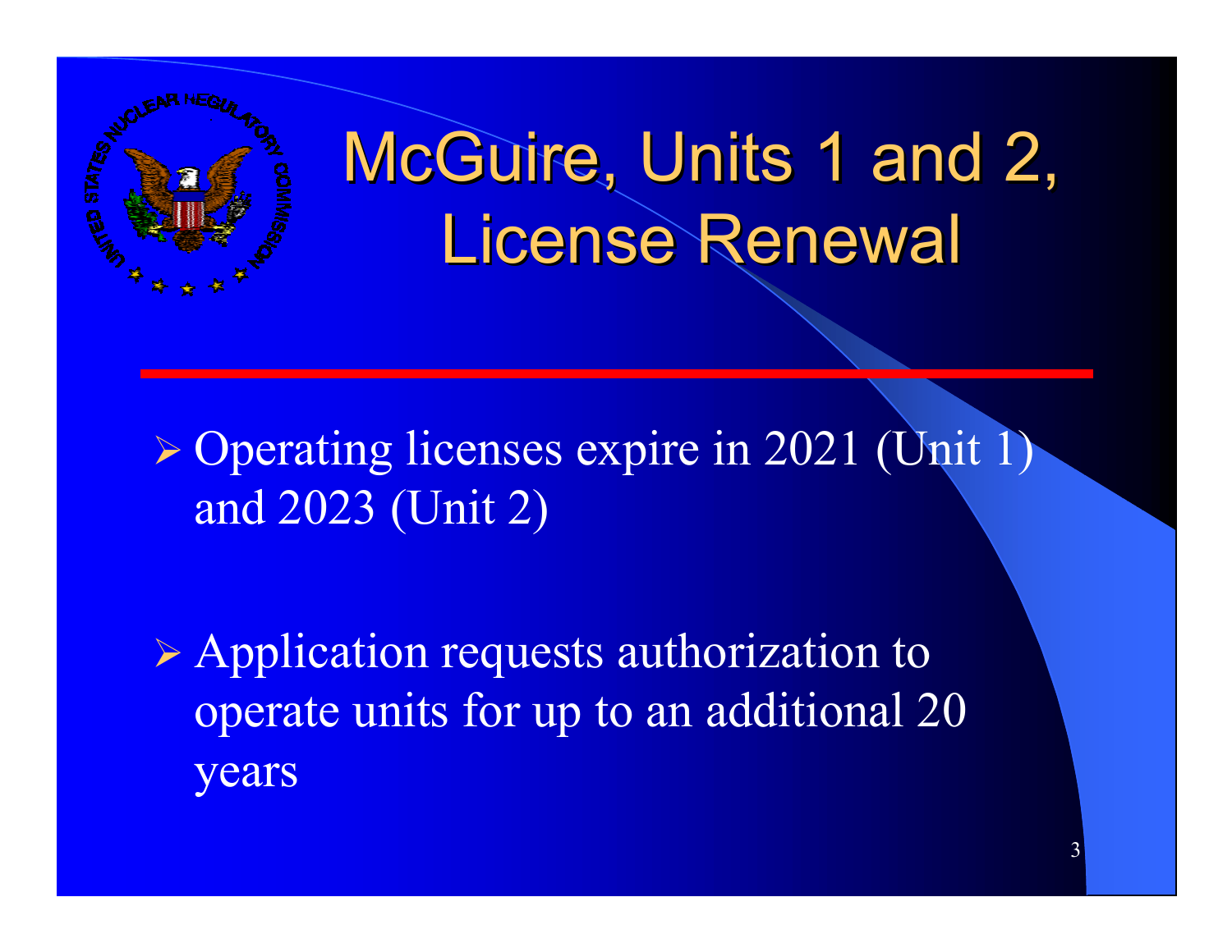# McGuire, Units 1 and 2, License Renewal

- Operating licenses expire in 2021 (Unit 1) and 2023 (Unit 2)
- Application requests authorization to operate units for up to an additional 20 years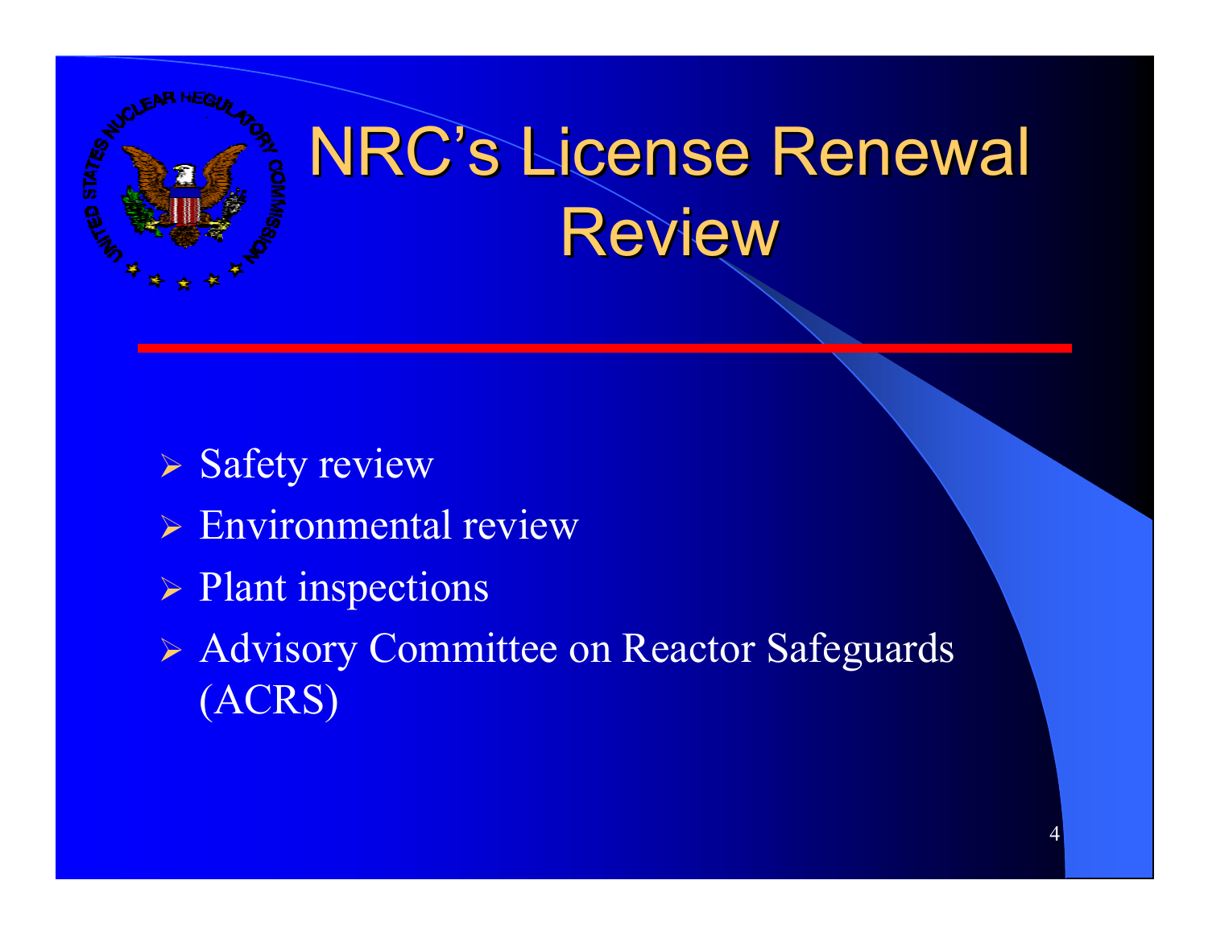# NRC's License Renewal Review

- Safety review
- Environmental review
- Plant inspections
- Advisory Committee on Reactor Safeguards (ACRS)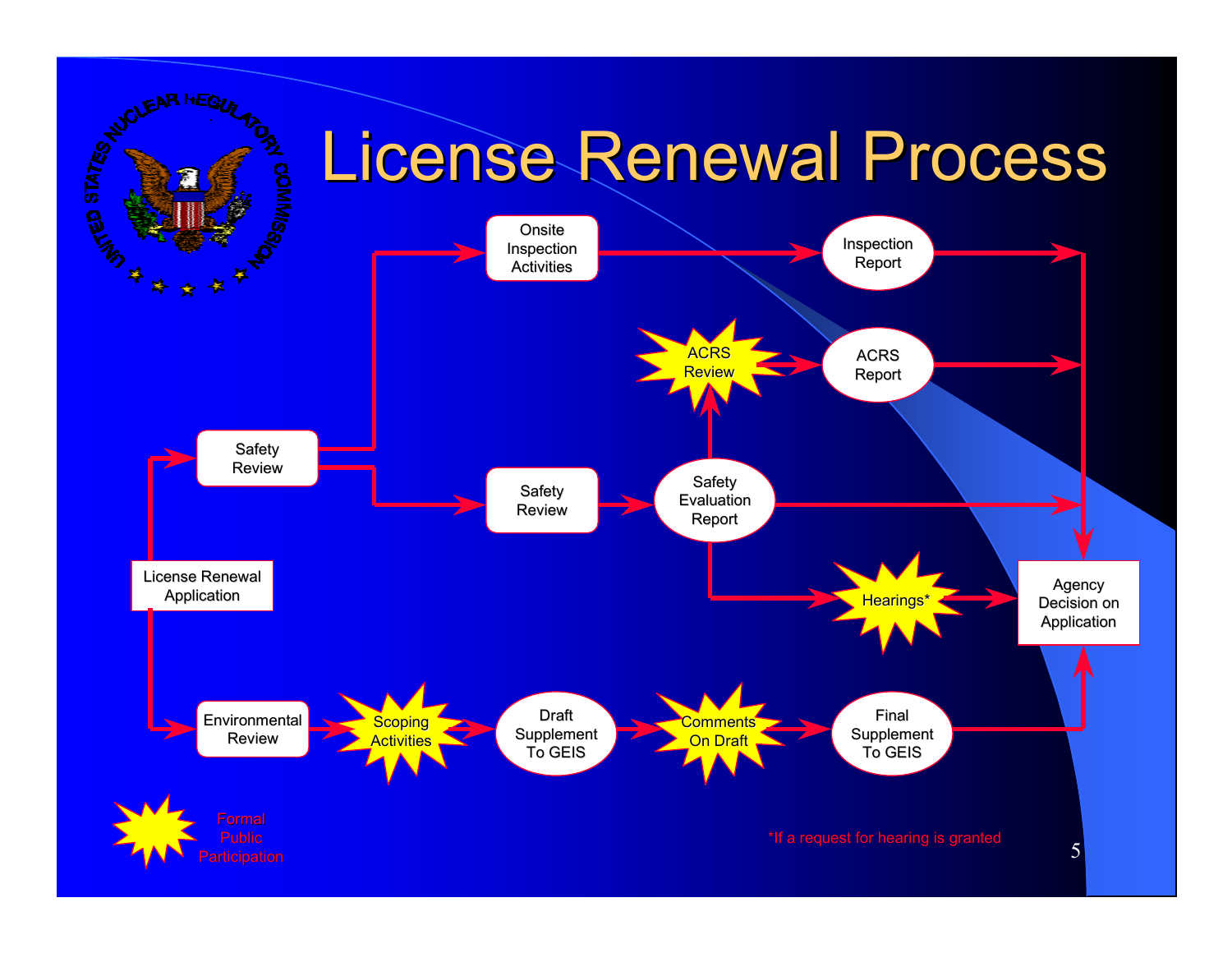# License Renewal Process

License Renewal Application

Safety Review

Onsite Inspection Activities

Inspection Report

Safety Review

Safety Evaluation Report

ACRS Review

ACRS Report

Hearings*

Agency Decision on Application

Environmental Review

Scoping Activities

Draft Supplement To GEIS

Comments On Draft

Final Supplement To GEIS

Formal Public Participation

*If a request for hearing is granted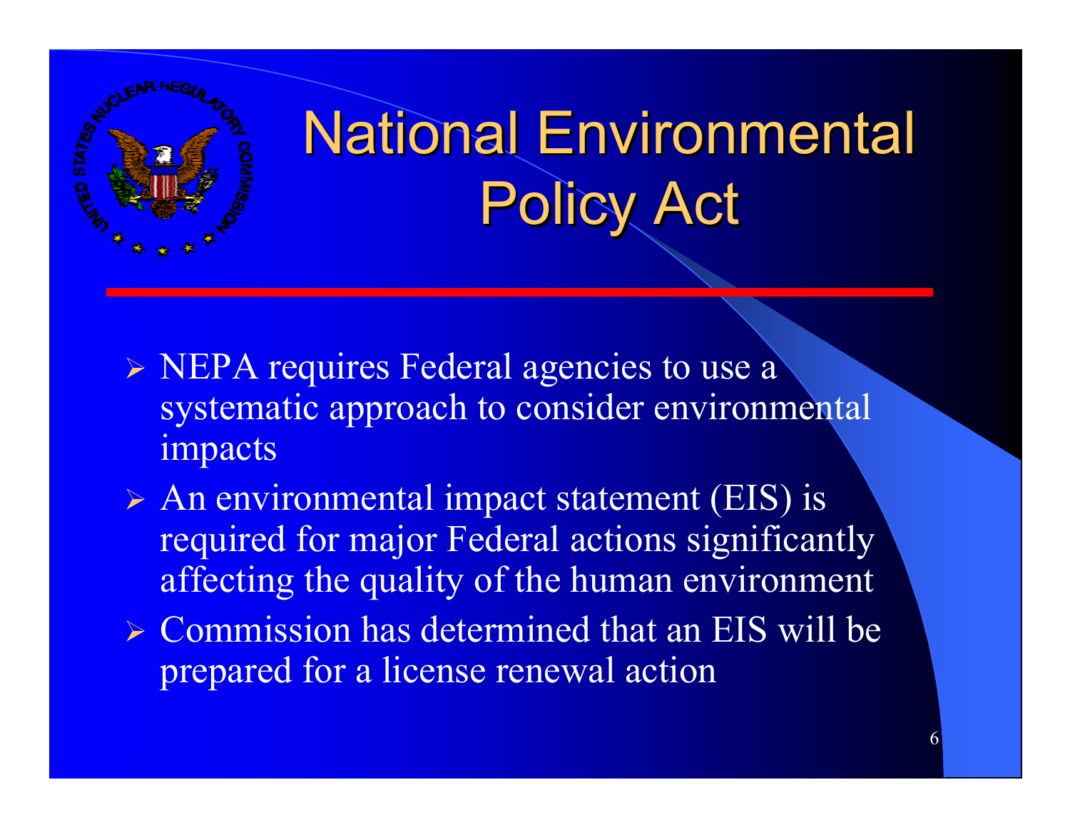# National Environmental Policy Act

- NEPA requires Federal agencies to use a systematic approach to consider environmental impacts
- An environmental impact statement (EIS) is required for major Federal actions significantly affecting the quality of the human environment
- Commission has determined that an EIS will be prepared for a license renewal action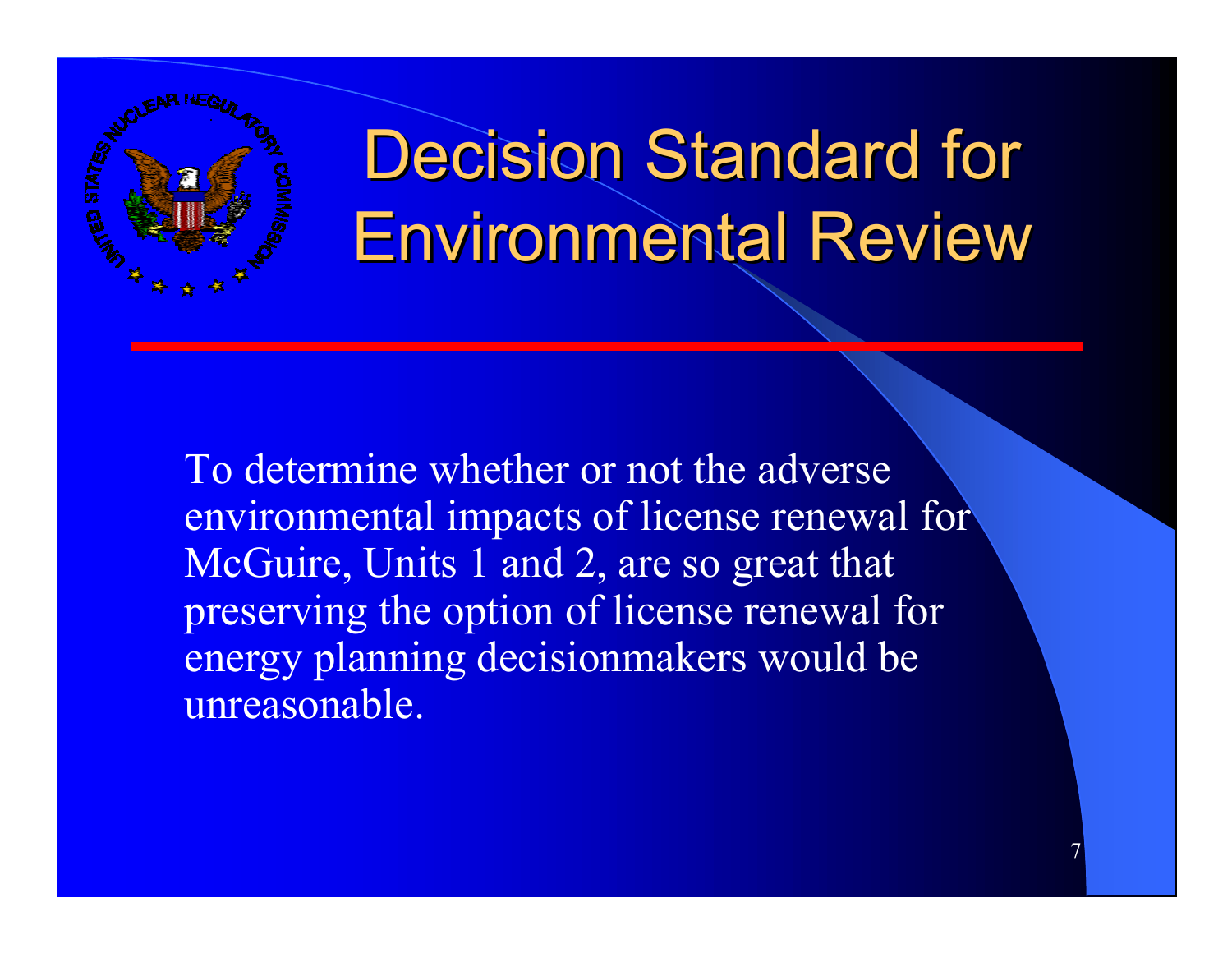# Decision Standard for Environmental Review

To determine whether or not the adverse environmental impacts of license renewal for McGuire, Units 1 and 2, are so great that preserving the option of license renewal for energy planning decisionmakers would be unreasonable.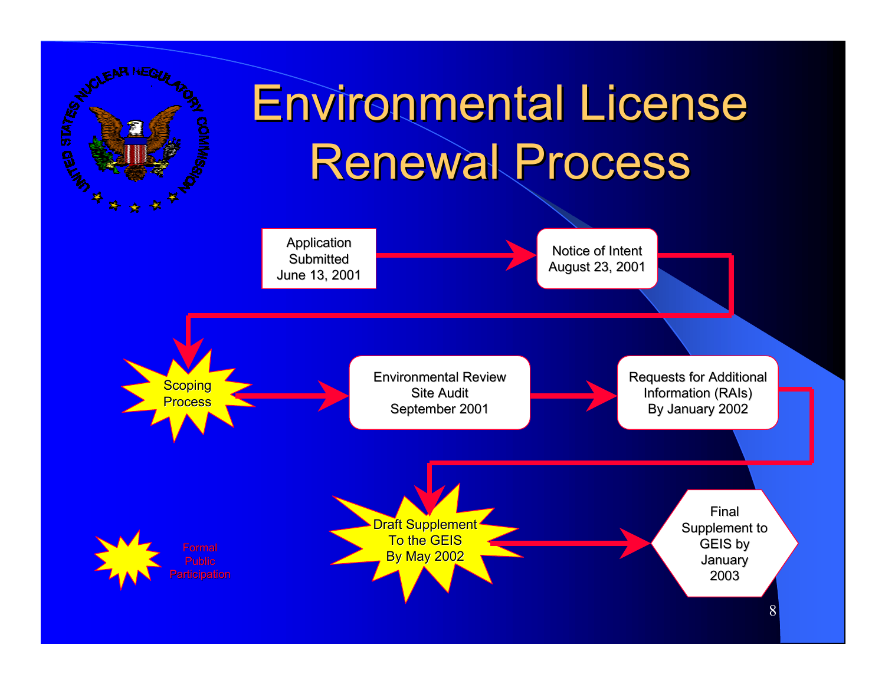# Environmental License Renewal Process

Application Submitted June 13, 2001 → Notice of Intent August 23, 2001 → Scoping Process → Environmental Review Site Audit September 2001 → Requests for Additional Information (RAIs) By January 2002 → Draft Supplement To the GEIS By May 2002 → Final Supplement to GEIS by January 2003

Formal Public Participation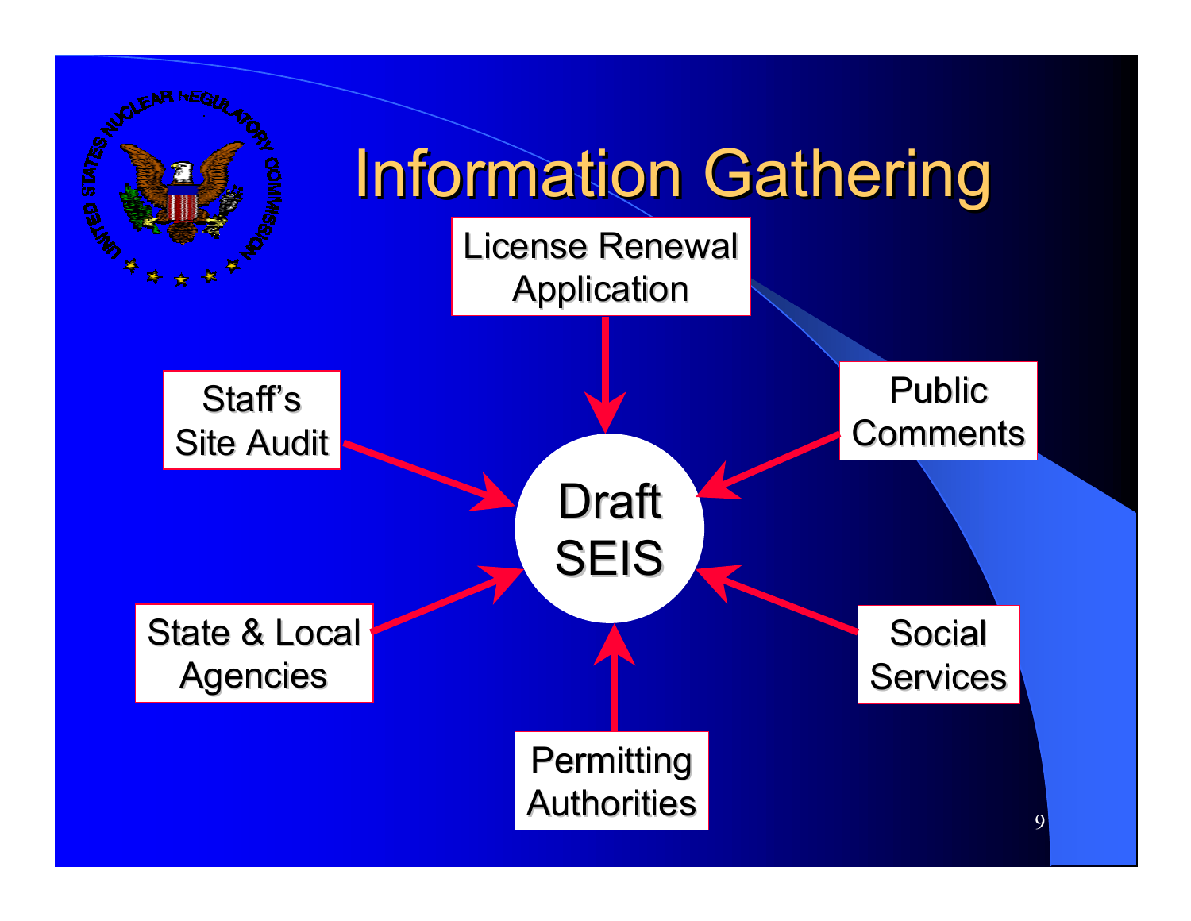# Information Gathering

- License Renewal Application
- Staff's Site Audit
- Public Comments
- State & Local Agencies
- Social Services
- Permitting Authorities

Draft SEIS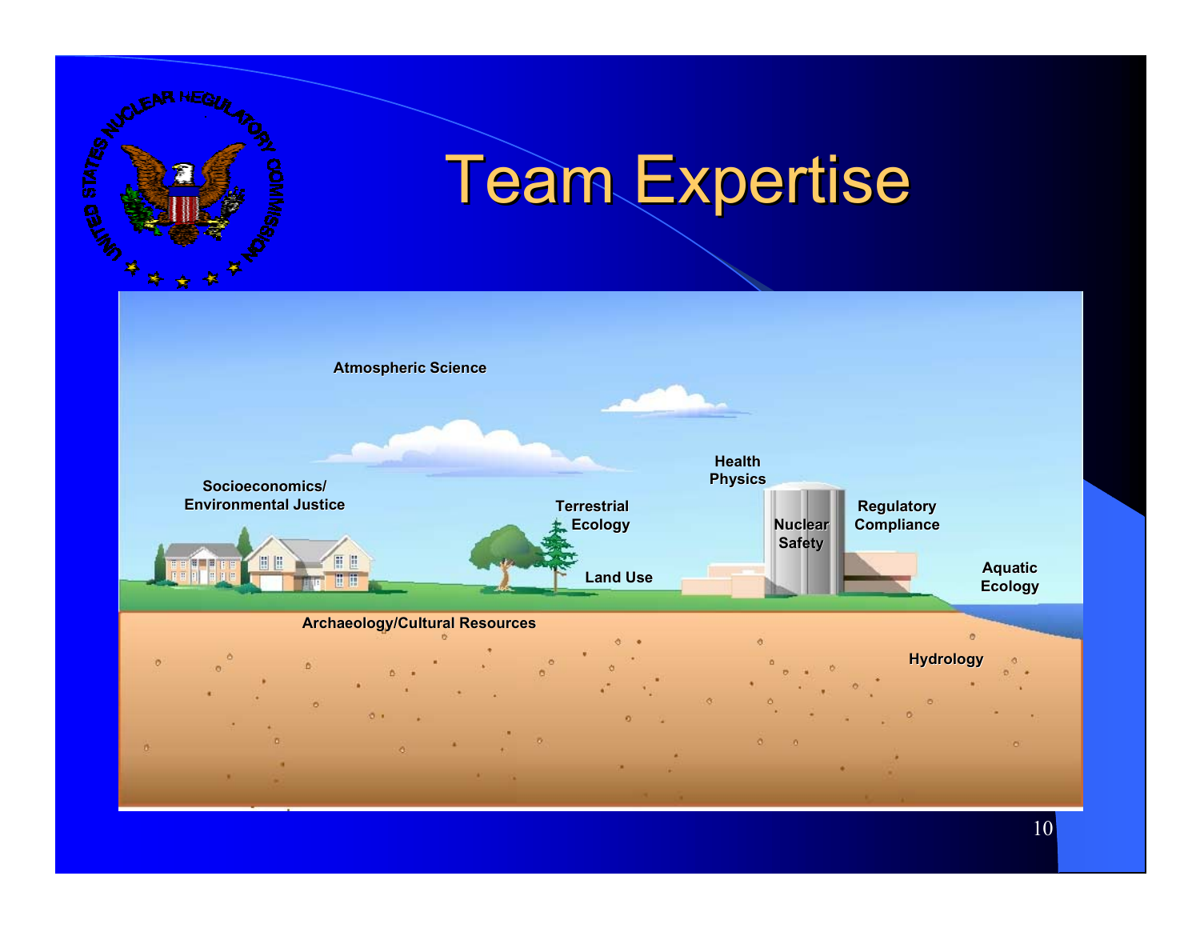# Team Expertise

- Atmospheric Science
- Socioeconomics/ Environmental Justice
- Terrestrial Ecology
- Land Use
- Health Physics
- Nuclear Safety
- Regulatory Compliance
- Aquatic Ecology
- Archaeology/Cultural Resources
- Hydrology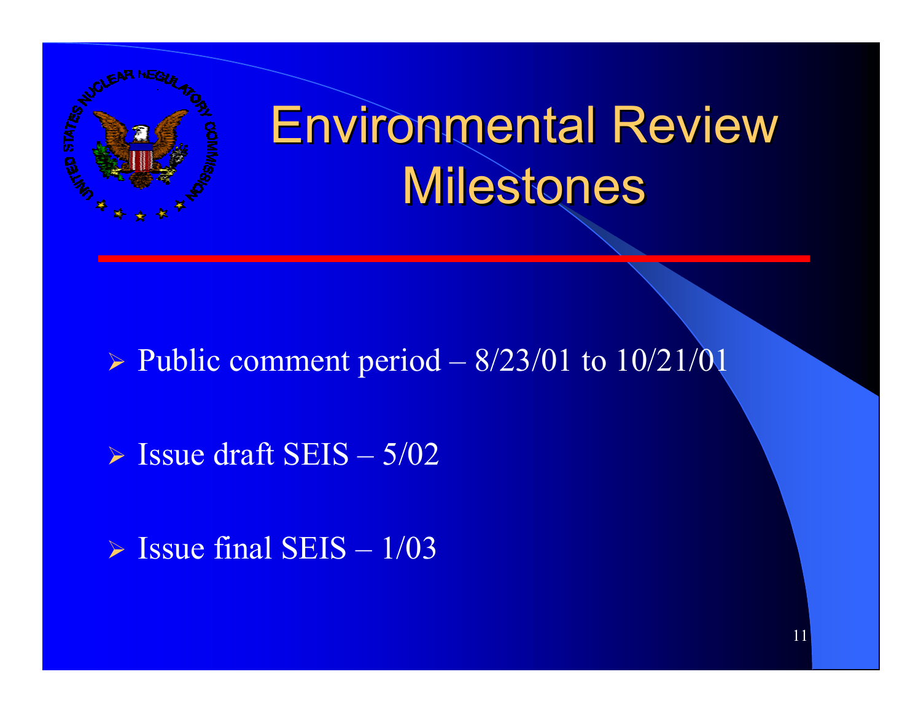# Environmental Review Milestones

- Public comment period – 8/23/01 to 10/21/01
- Issue draft SEIS – 5/02
- Issue final SEIS – 1/03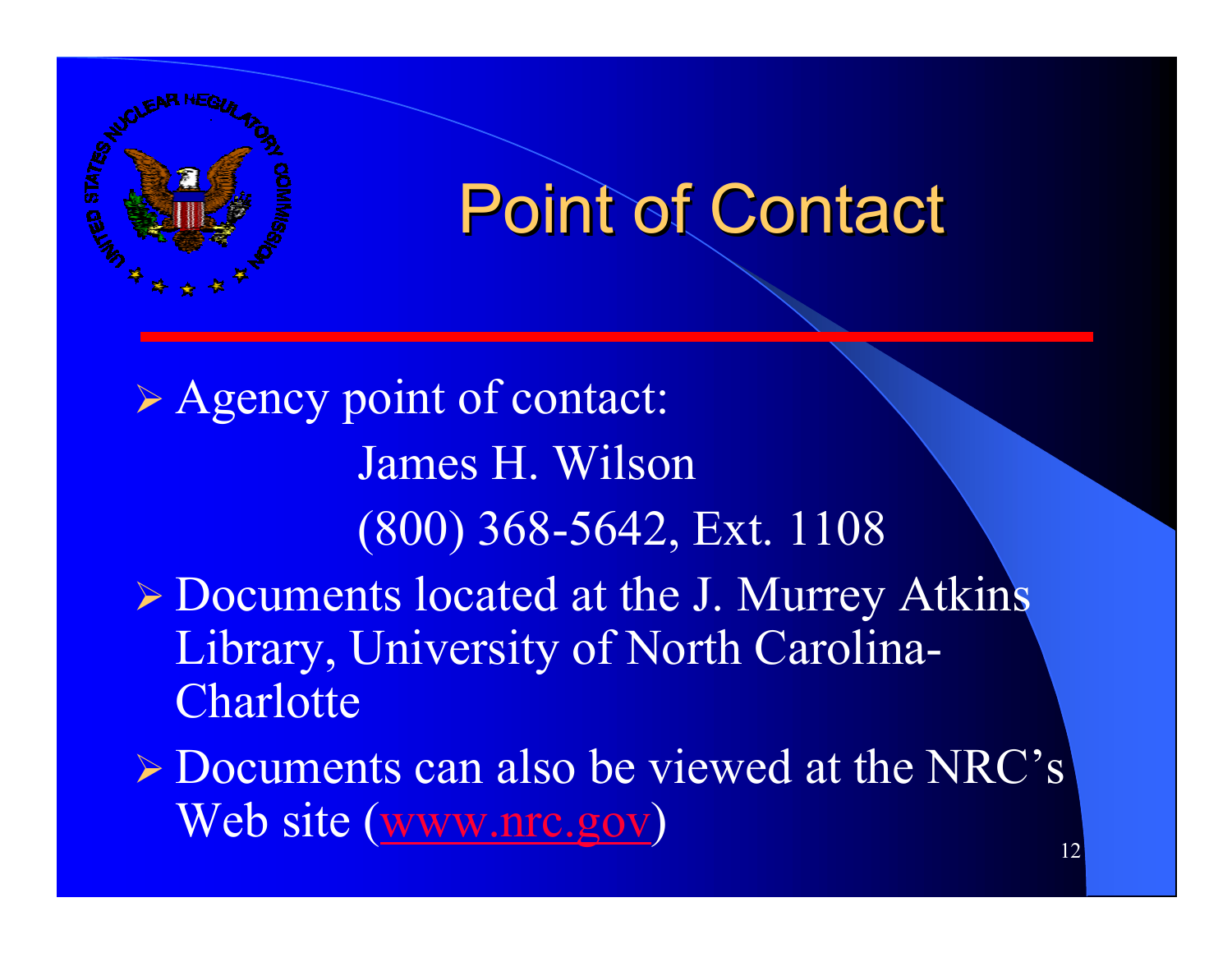# Point of Contact

- Agency point of contact:

  James H. Wilson

  (800) 368-5642, Ext. 1108

- Documents located at the J. Murrey Atkins Library, University of North Carolina-Charlotte
- Documents can also be viewed at the NRC's Web site ([www.nrc.gov](http://www.nrc.gov))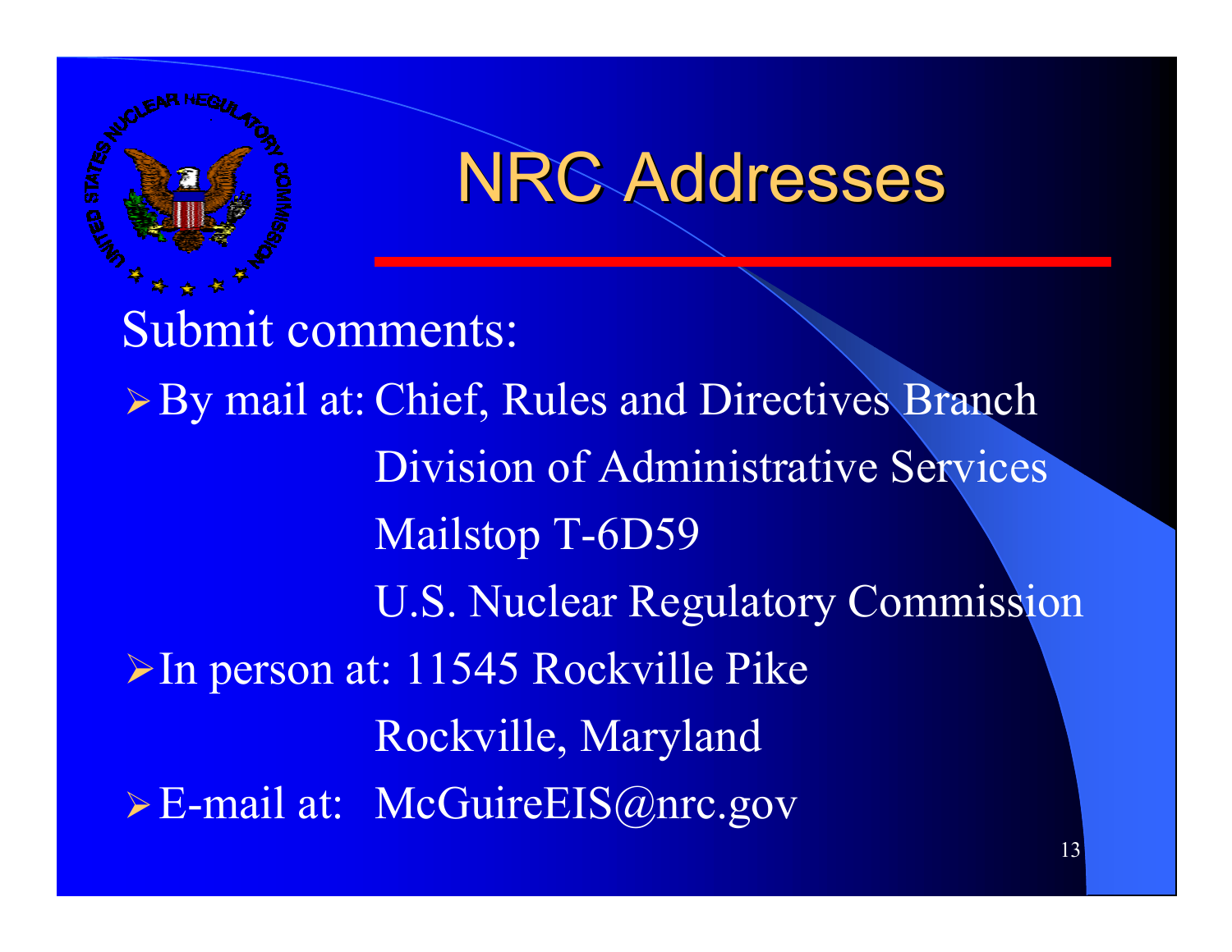# NRC Addresses

Submit comments:

- By mail at: Chief, Rules and Directives Branch
  Division of Administrative Services
  Mailstop T-6D59
  U.S. Nuclear Regulatory Commission
- In person at: 11545 Rockville Pike
  Rockville, Maryland
- E-mail at: McGuireEIS@nrc.gov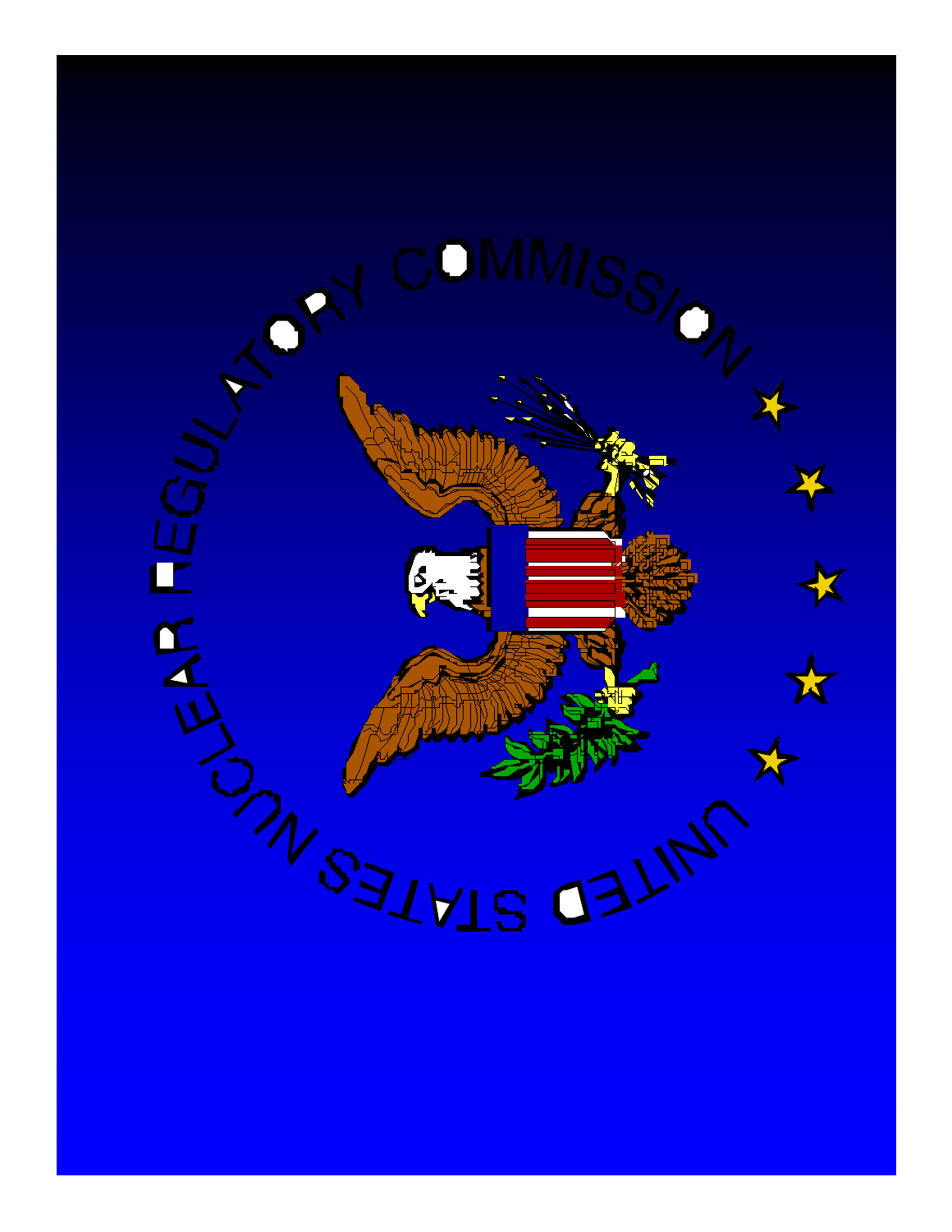UNITED STATES NUCLEAR REGULATORY COMMISSION